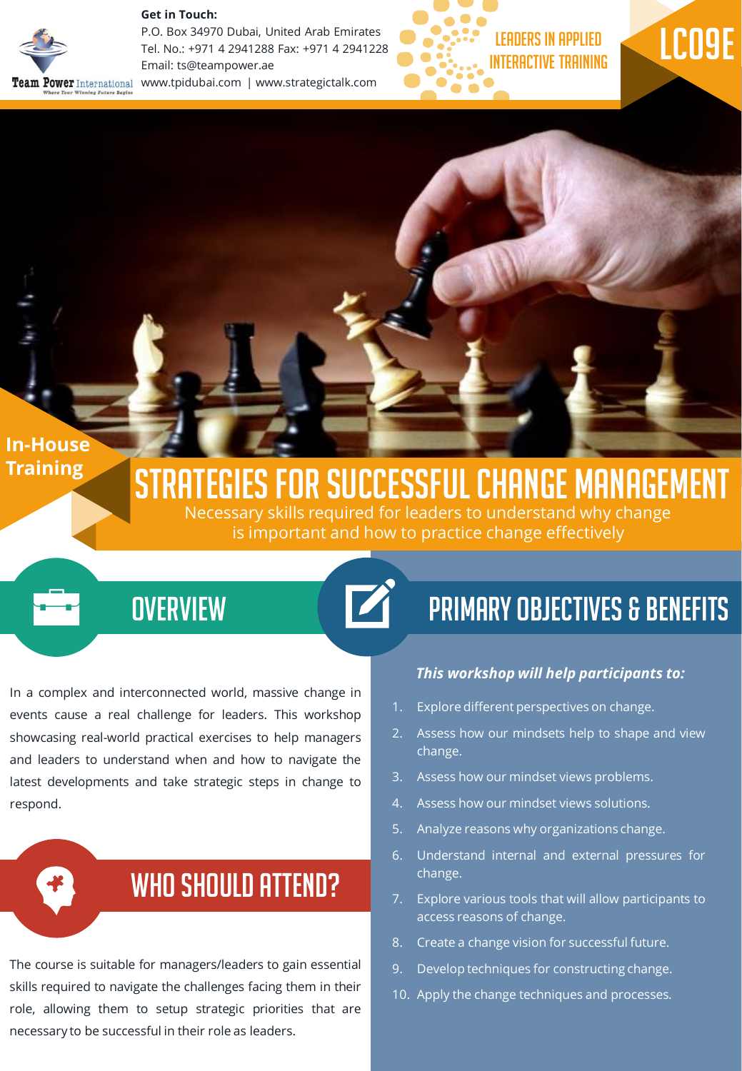Team Power International
Where Your Winning Future Begins

**Get in Touch:**
P.O. Box 34970 Dubai, United Arab Emirates
Tel. No.: +971 4 2941288 Fax: +971 4 2941228
Email: ts@teampower.ae
www.tpidubai.com | www.strategictalk.com

LEADERS IN APPLIED INTERACTIVE TRAINING

LC09E

**In-House Training**

# STRATEGIES FOR SUCCESSFUL CHANGE MANAGEMENT

Necessary skills required for leaders to understand why change is important and how to practice change effectively

## OVERVIEW

In a complex and interconnected world, massive change in events cause a real challenge for leaders. This workshop showcasing real-world practical exercises to help managers and leaders to understand when and how to navigate the latest developments and take strategic steps in change to respond.

## WHO SHOULD ATTEND?

The course is suitable for managers/leaders to gain essential skills required to navigate the challenges facing them in their role, allowing them to setup strategic priorities that are necessary to be successful in their role as leaders.

## PRIMARY OBJECTIVES & BENEFITS

***This workshop will help participants to:***

1. Explore different perspectives on change.
2. Assess how our mindsets help to shape and view change.
3. Assess how our mindset views problems.
4. Assess how our mindset views solutions.
5. Analyze reasons why organizations change.
6. Understand internal and external pressures for change.
7. Explore various tools that will allow participants to access reasons of change.
8. Create a change vision for successful future.
9. Develop techniques for constructing change.
10. Apply the change techniques and processes.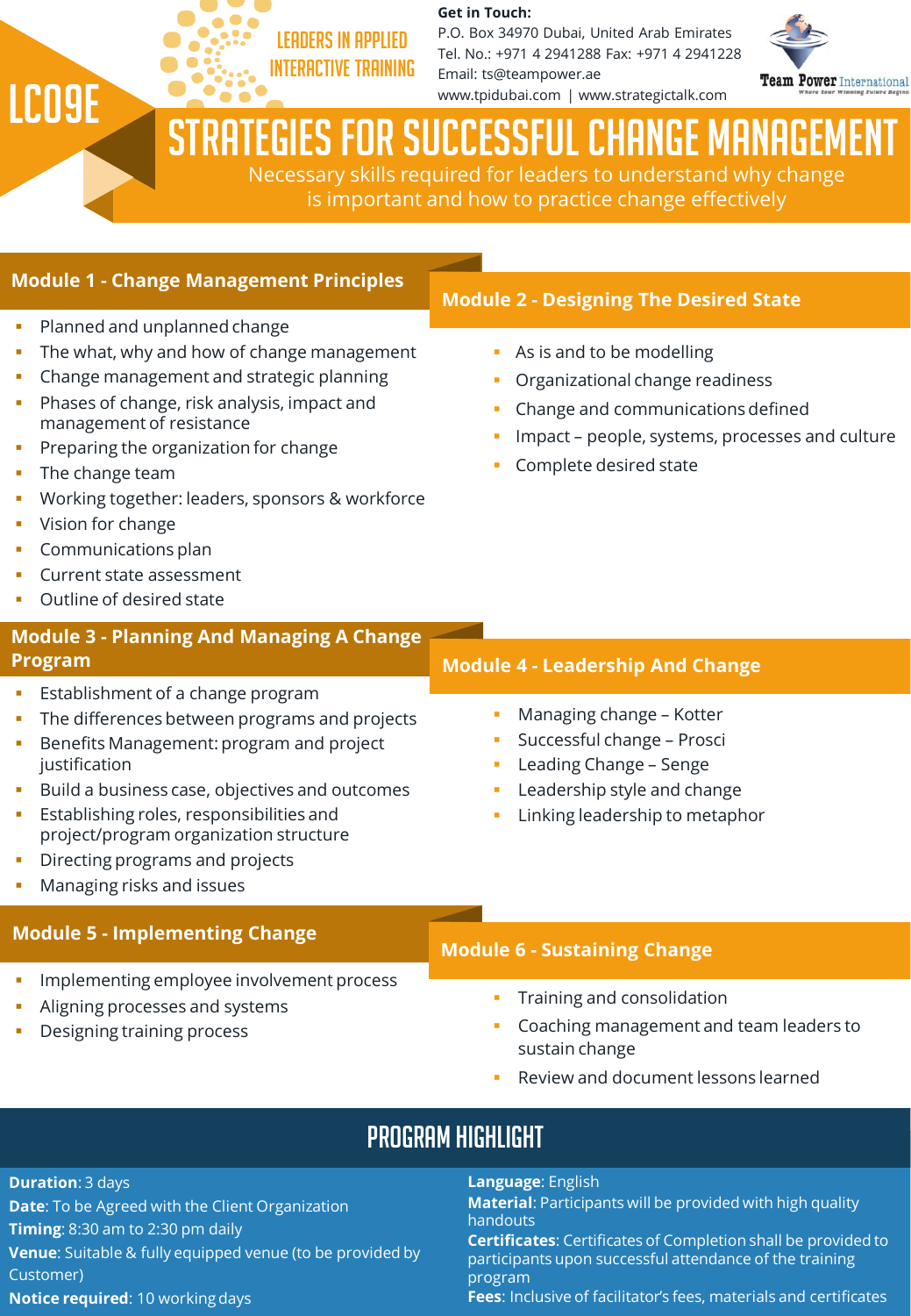LC09E

LEADERS IN APPLIED INTERACTIVE TRAINING

**Get in Touch:**
P.O. Box 34970 Dubai, United Arab Emirates
Tel. No.: +971 4 2941288 Fax: +971 4 2941228
Email: ts@teampower.ae
www.tpidubai.com | www.strategictalk.com

Team Power International
Where Your Winning Future Begins

# STRATEGIES FOR SUCCESSFUL CHANGE MANAGEMENT

Necessary skills required for leaders to understand why change is important and how to practice change effectively

## Module 1 - Change Management Principles

- Planned and unplanned change
- The what, why and how of change management
- Change management and strategic planning
- Phases of change, risk analysis, impact and management of resistance
- Preparing the organization for change
- The change team
- Working together: leaders, sponsors & workforce
- Vision for change
- Communications plan
- Current state assessment
- Outline of desired state

## Module 2 - Designing The Desired State

- As is and to be modelling
- Organizational change readiness
- Change and communications defined
- Impact – people, systems, processes and culture
- Complete desired state

## Module 3 - Planning And Managing A Change Program

- Establishment of a change program
- The differences between programs and projects
- Benefits Management: program and project justification
- Build a business case, objectives and outcomes
- Establishing roles, responsibilities and project/program organization structure
- Directing programs and projects
- Managing risks and issues

## Module 4 - Leadership And Change

- Managing change – Kotter
- Successful change – Prosci
- Leading Change – Senge
- Leadership style and change
- Linking leadership to metaphor

## Module 5 - Implementing Change

- Implementing employee involvement process
- Aligning processes and systems
- Designing training process

## Module 6 - Sustaining Change

- Training and consolidation
- Coaching management and team leaders to sustain change
- Review and document lessons learned

## PROGRAM HIGHLIGHT

**Duration**: 3 days
**Date**: To be Agreed with the Client Organization
**Timing**: 8:30 am to 2:30 pm daily
**Venue**: Suitable & fully equipped venue (to be provided by Customer)
**Notice required**: 10 working days

**Language**: English
**Material**: Participants will be provided with high quality handouts
**Certificates**: Certificates of Completion shall be provided to participants upon successful attendance of the training program
**Fees**: Inclusive of facilitator's fees, materials and certificates